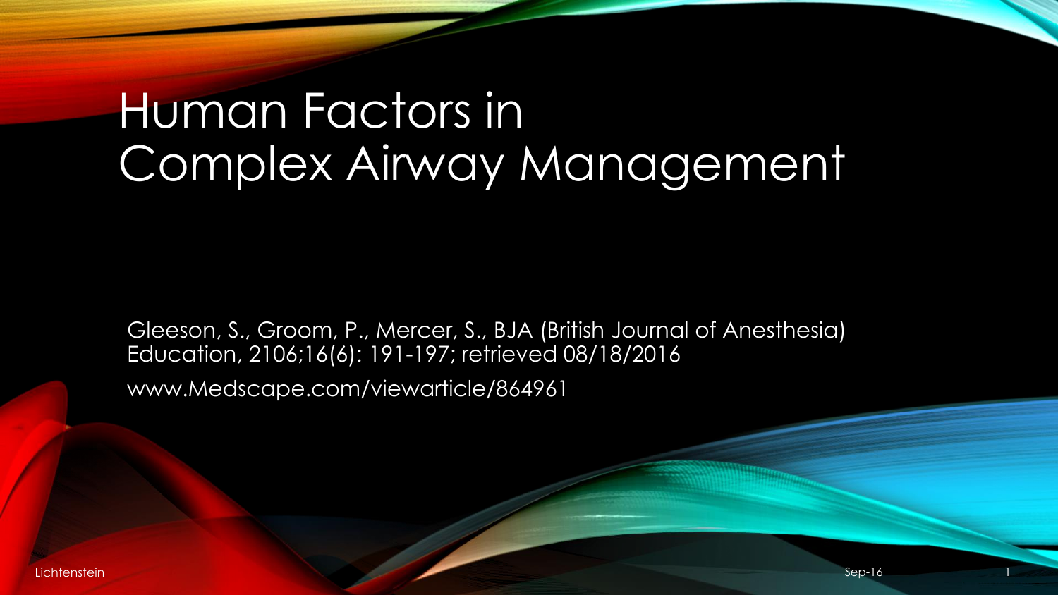# Human Factors in Complex Airway Management

Gleeson, S., Groom, P., Mercer, S., BJA (British Journal of Anesthesia) Education, 2106;16(6): 191-197; retrieved 08/18/2016

www.Medscape.com/viewarticle/864961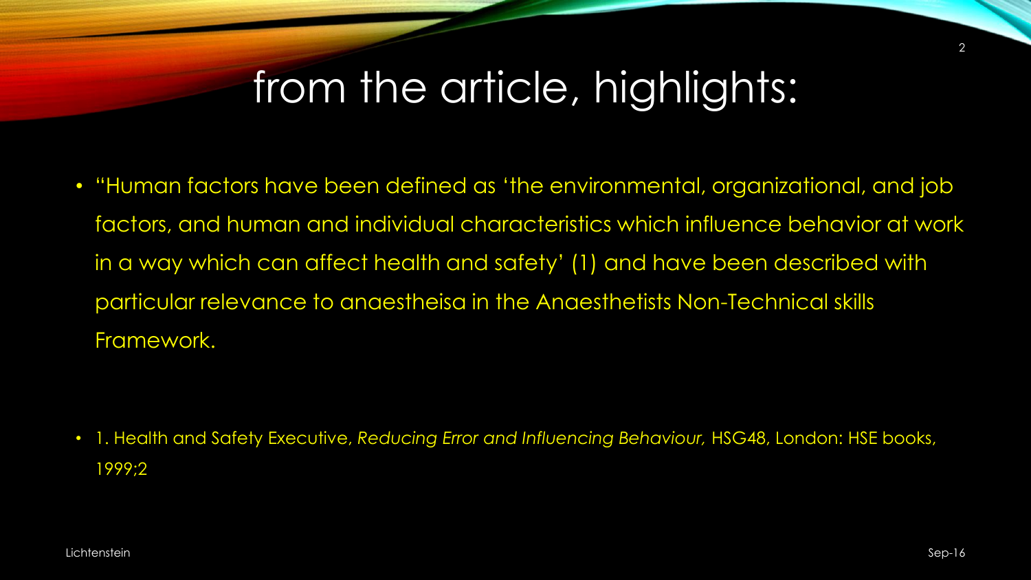# from the article, highlights:

- "Human factors have been defined as 'the environmental, organizational, and job factors, and human and individual characteristics which influence behavior at work in a way which can affect health and safety' (1) and have been described with particular relevance to anaestheisa in the Anaesthetists Non-Technical skills Framework.

- 1. Health and Safety Executive, *Reducing Error and Influencing Behaviour,* HSG48, London: HSE books, 1999;2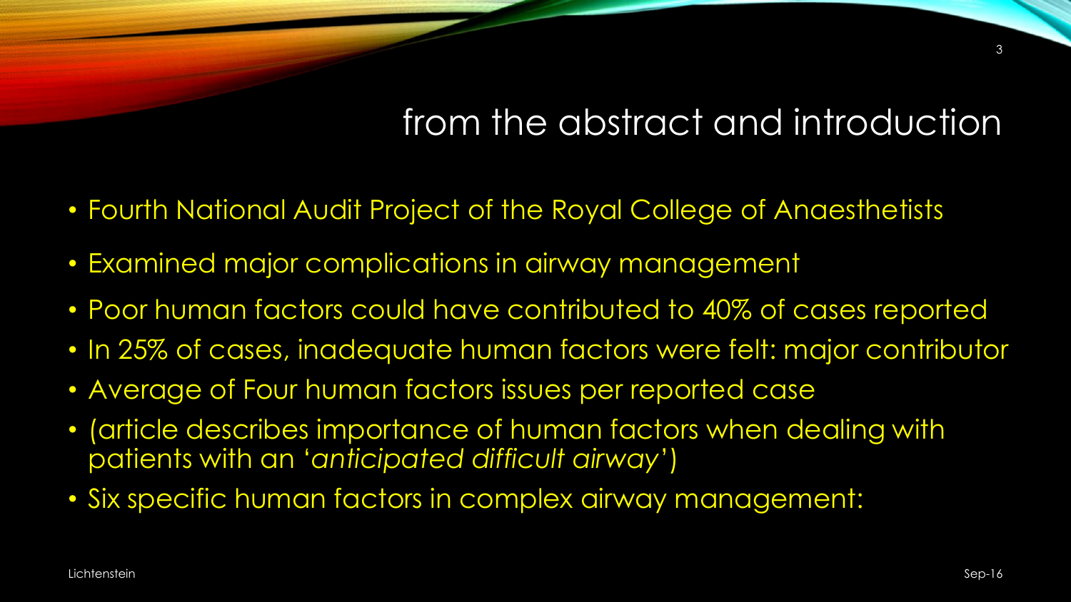# from the abstract and introduction

- Fourth National Audit Project of the Royal College of Anaesthetists
- Examined major complications in airway management
- Poor human factors could have contributed to 40% of cases reported
- In 25% of cases, inadequate human factors were felt: major contributor
- Average of Four human factors issues per reported case
- (article describes importance of human factors when dealing with patients with an '*anticipated difficult airway*')
- Six specific human factors in complex airway management: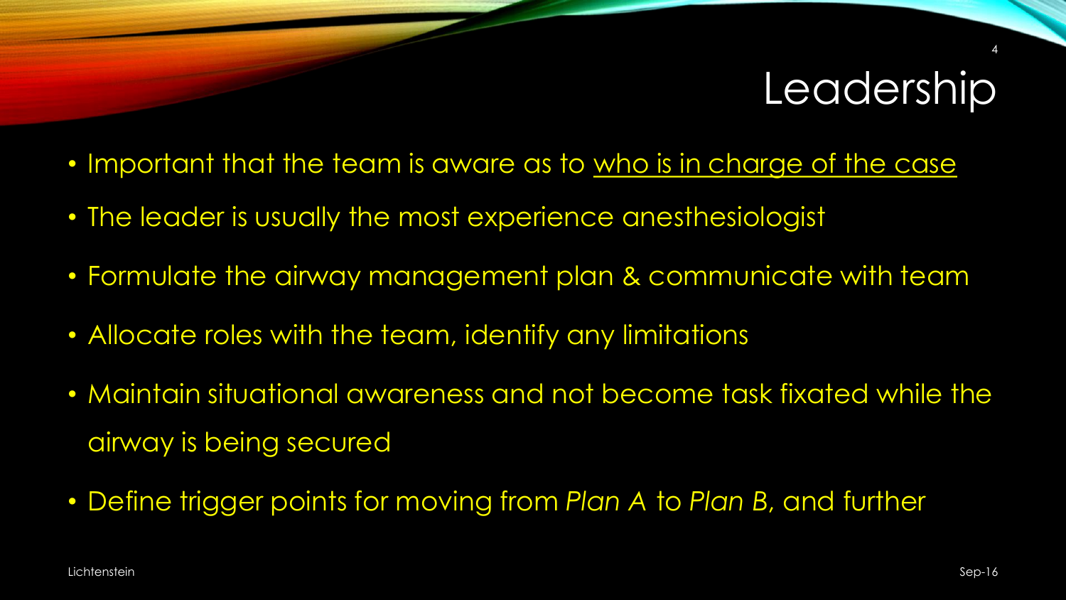# Leadership

- Important that the team is aware as to <u>who is in charge of the case</u>
- The leader is usually the most experience anesthesiologist
- Formulate the airway management plan & communicate with team
- Allocate roles with the team, identify any limitations
- Maintain situational awareness and not become task fixated while the airway is being secured
- Define trigger points for moving from *Plan A* to *Plan B*, and further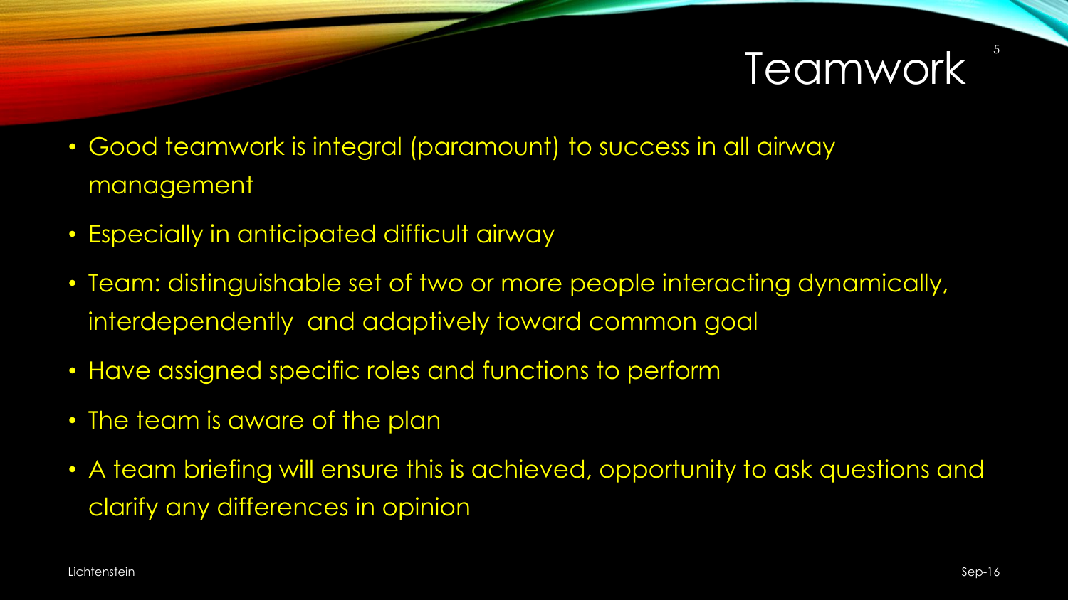# Teamwork

- Good teamwork is integral (paramount) to success in all airway management
- Especially in anticipated difficult airway
- Team: distinguishable set of two or more people interacting dynamically, interdependently and adaptively toward common goal
- Have assigned specific roles and functions to perform
- The team is aware of the plan
- A team briefing will ensure this is achieved, opportunity to ask questions and clarify any differences in opinion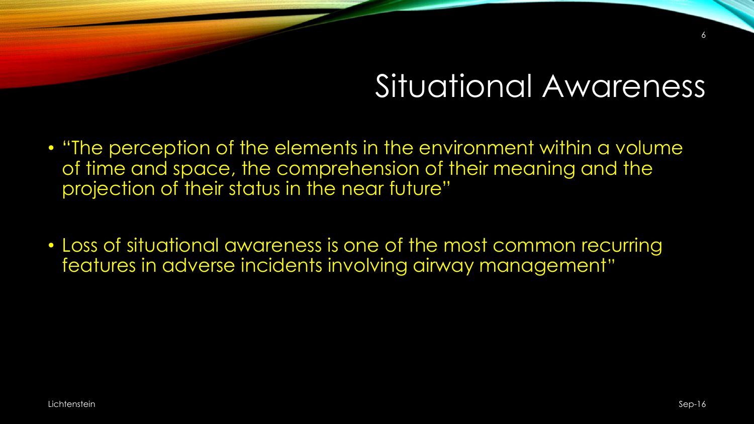# Situational Awareness

- "The perception of the elements in the environment within a volume of time and space, the comprehension of their meaning and the projection of their status in the near future"

- Loss of situational awareness is one of the most common recurring features in adverse incidents involving airway management"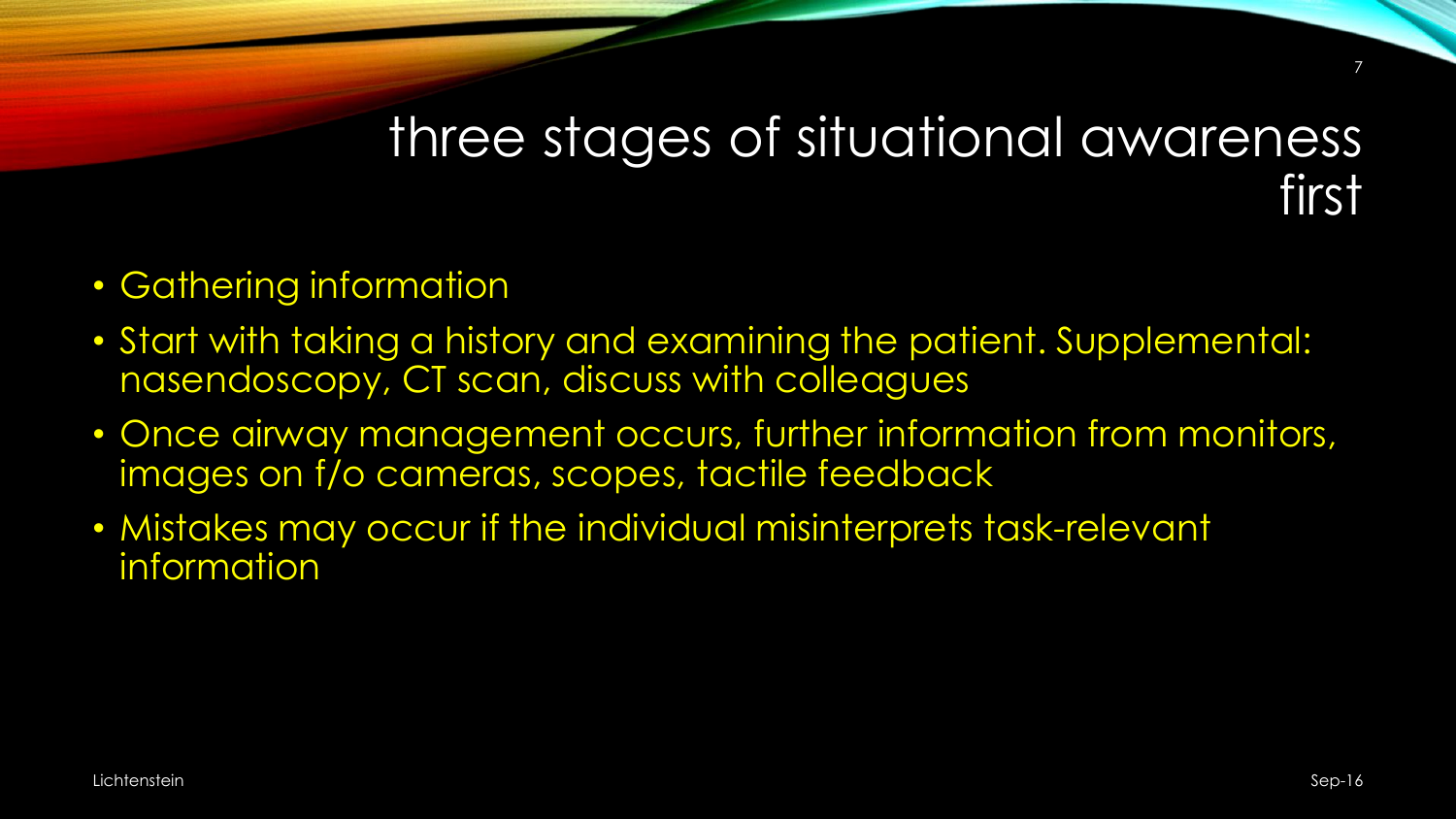# three stages of situational awareness first

- Gathering information
- Start with taking a history and examining the patient. Supplemental: nasendoscopy, CT scan, discuss with colleagues
- Once airway management occurs, further information from monitors, images on f/o cameras, scopes, tactile feedback
- Mistakes may occur if the individual misinterprets task-relevant information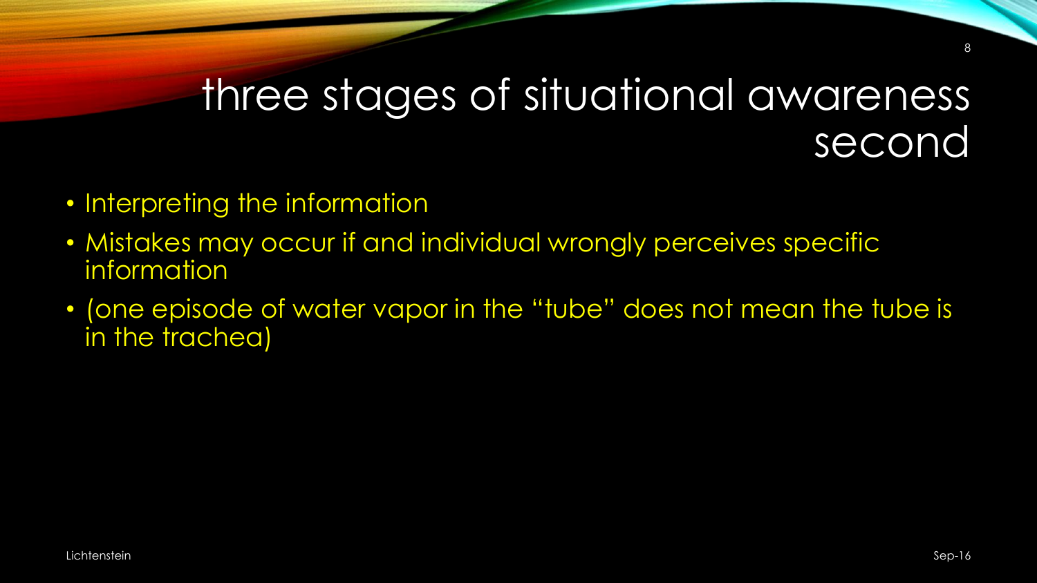# three stages of situational awareness second

- Interpreting the information
- Mistakes may occur if and individual wrongly perceives specific information
- (one episode of water vapor in the "tube" does not mean the tube is in the trachea)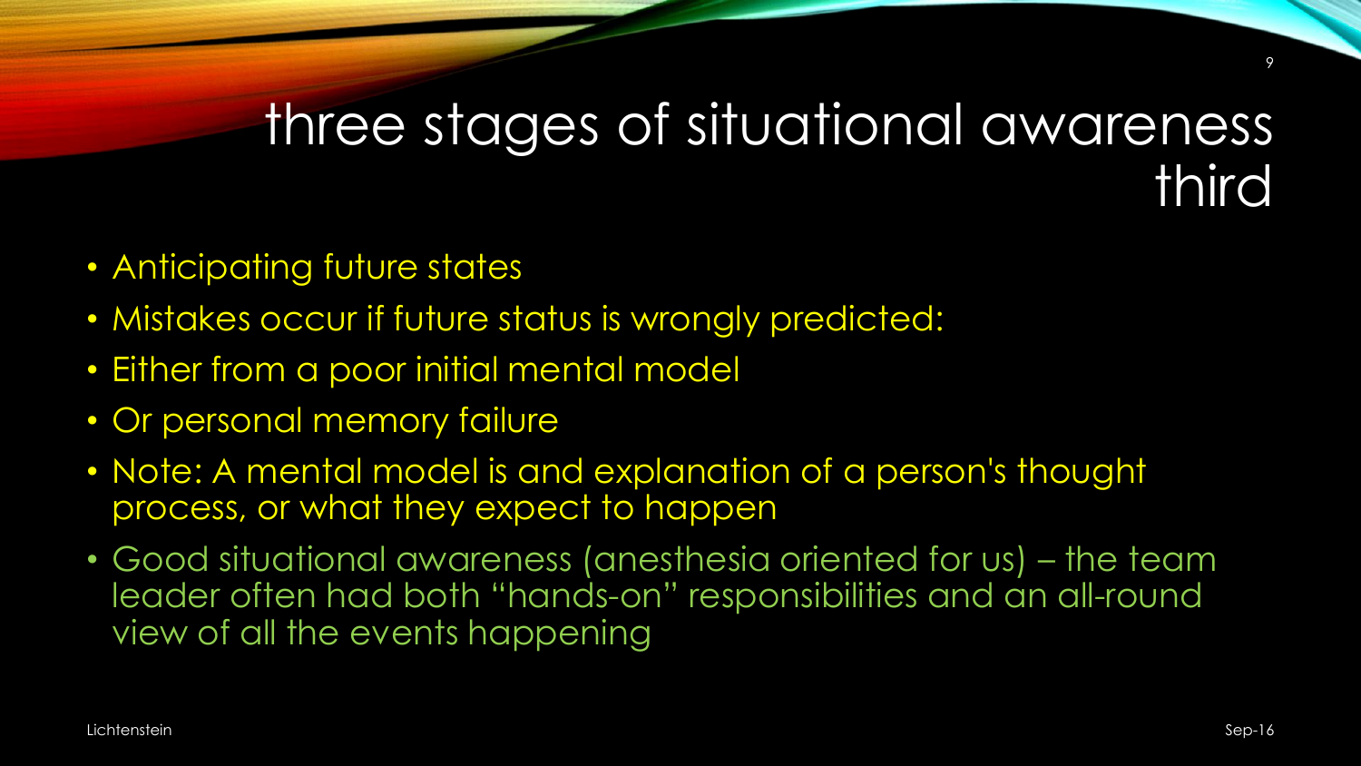# three stages of situational awareness third

- Anticipating future states
- Mistakes occur if future status is wrongly predicted:
- Either from a poor initial mental model
- Or personal memory failure
- Note: A mental model is and explanation of a person's thought process, or what they expect to happen
- Good situational awareness (anesthesia oriented for us) – the team leader often had both "hands-on" responsibilities and an all-round view of all the events happening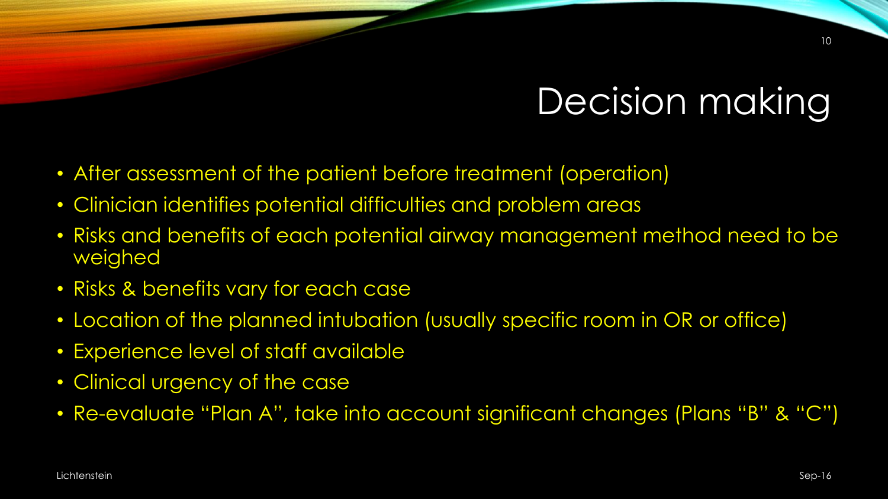# Decision making

- After assessment of the patient before treatment (operation)
- Clinician identifies potential difficulties and problem areas
- Risks and benefits of each potential airway management method need to be weighed
- Risks & benefits vary for each case
- Location of the planned intubation (usually specific room in OR or office)
- Experience level of staff available
- Clinical urgency of the case
- Re-evaluate "Plan A", take into account significant changes (Plans "B" & "C")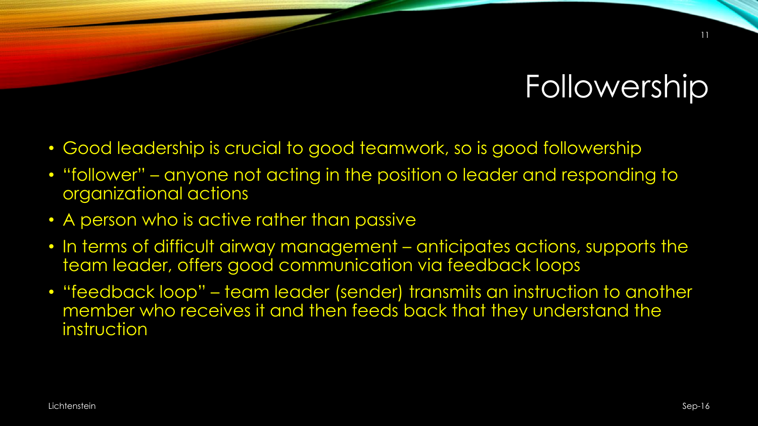# Followership

- Good leadership is crucial to good teamwork, so is good followership
- "follower" – anyone not acting in the position o leader and responding to organizational actions
- A person who is active rather than passive
- In terms of difficult airway management – anticipates actions, supports the team leader, offers good communication via feedback loops
- "feedback loop" – team leader (sender) transmits an instruction to another member who receives it and then feeds back that they understand the instruction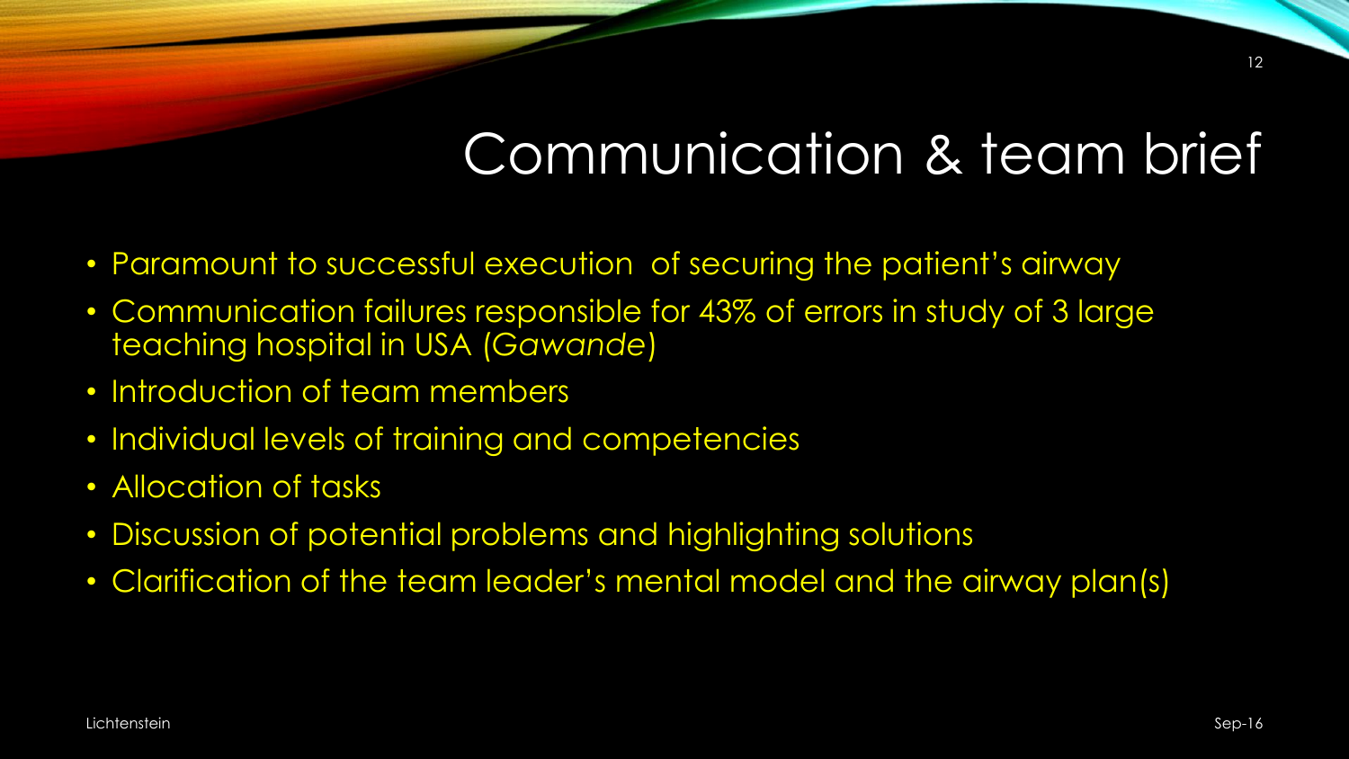# Communication & team brief

- Paramount to successful execution of securing the patient's airway
- Communication failures responsible for 43% of errors in study of 3 large teaching hospital in USA (*Gawande*)
- Introduction of team members
- Individual levels of training and competencies
- Allocation of tasks
- Discussion of potential problems and highlighting solutions
- Clarification of the team leader's mental model and the airway plan(s)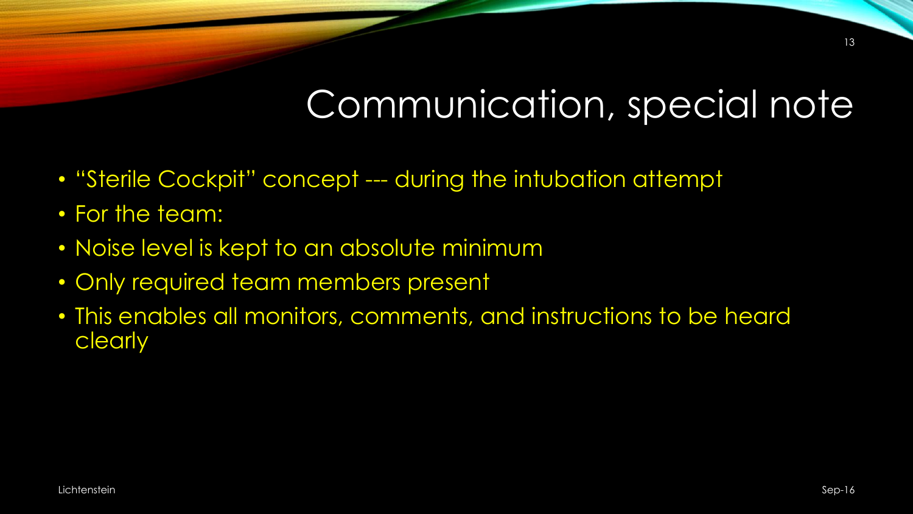# Communication, special note

- "Sterile Cockpit" concept --- during the intubation attempt
- For the team:
- Noise level is kept to an absolute minimum
- Only required team members present
- This enables all monitors, comments, and instructions to be heard clearly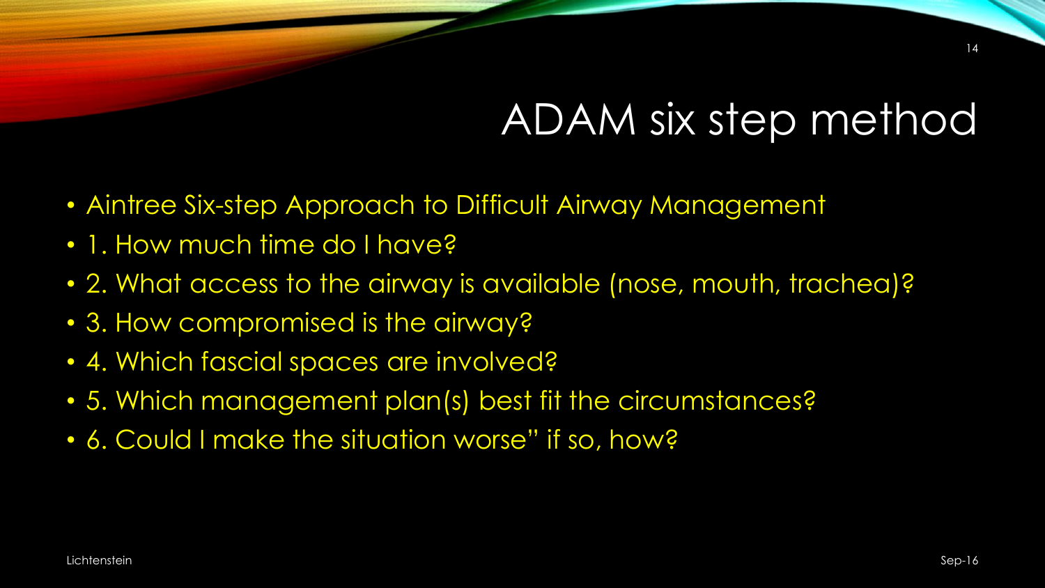# ADAM six step method

- Aintree Six-step Approach to Difficult Airway Management
- 1. How much time do I have?
- 2. What access to the airway is available (nose, mouth, trachea)?
- 3. How compromised is the airway?
- 4. Which fascial spaces are involved?
- 5. Which management plan(s) best fit the circumstances?
- 6. Could I make the situation worse" if so, how?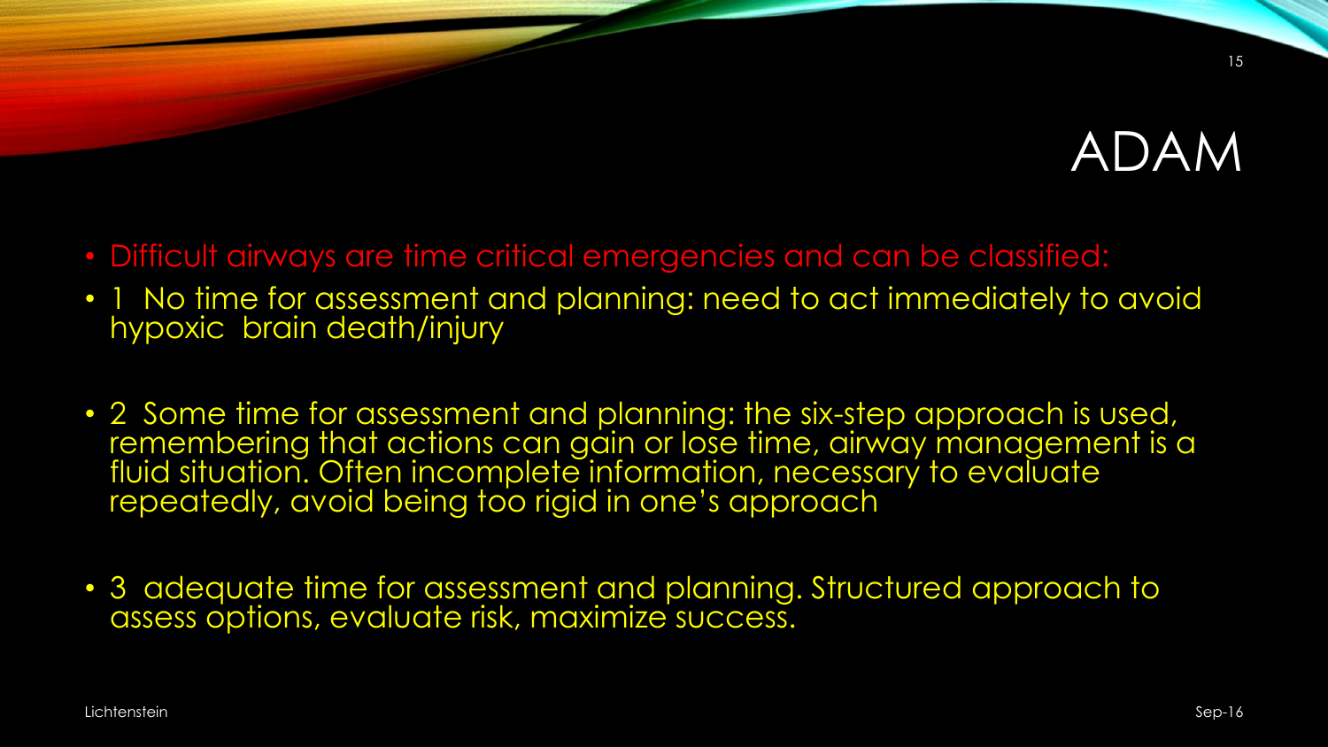# ADAM

- Difficult airways are time critical emergencies and can be classified:
- 1 No time for assessment and planning: need to act immediately to avoid hypoxic brain death/injury
- 2 Some time for assessment and planning: the six-step approach is used, remembering that actions can gain or lose time, airway management is a fluid situation. Often incomplete information, necessary to evaluate repeatedly, avoid being too rigid in one's approach
- 3 adequate time for assessment and planning. Structured approach to assess options, evaluate risk, maximize success.